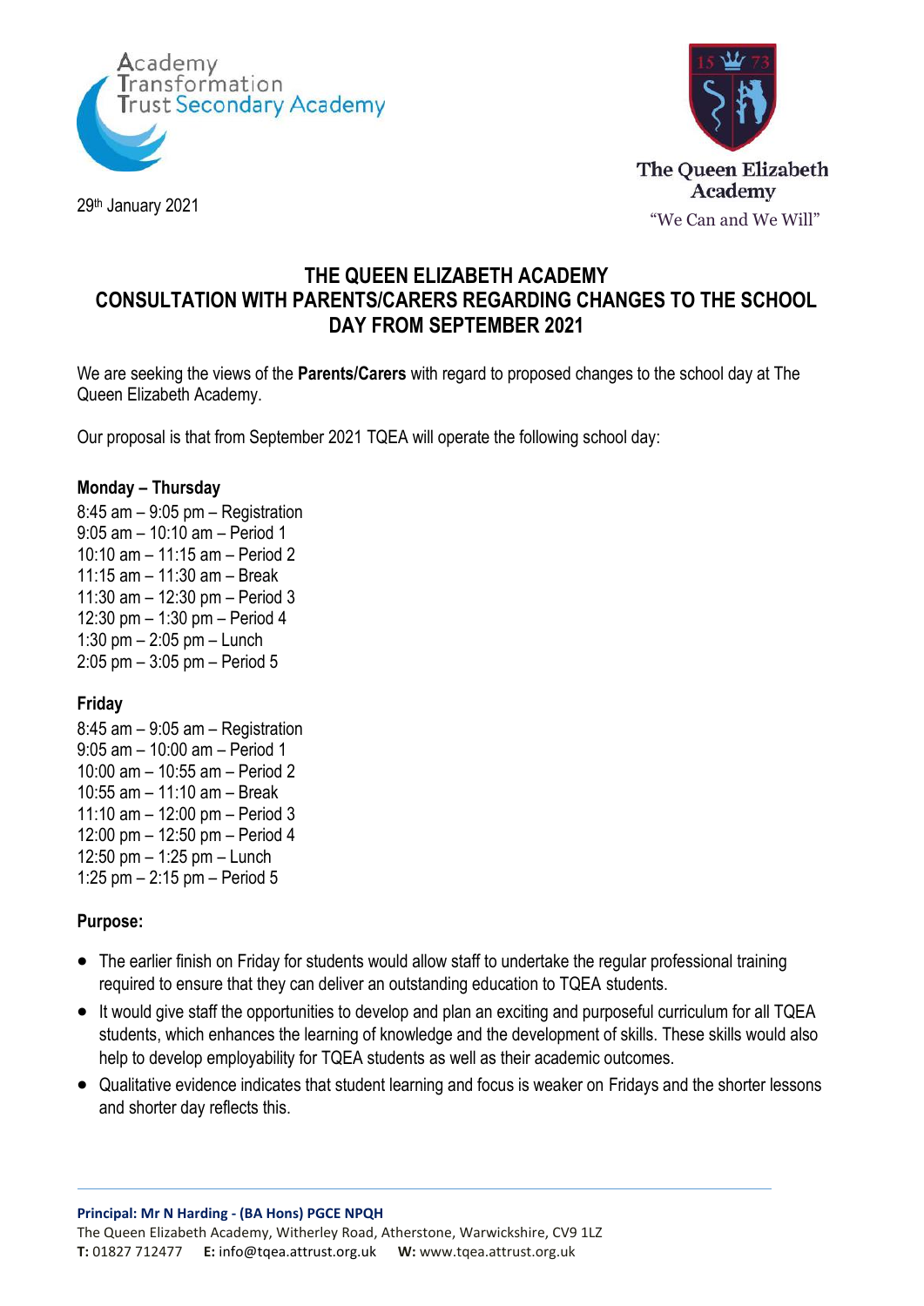Academy Transformation Trust Secondary Academy

The Queen Elizabeth Academy
"We Can and We Will"

29th January 2021

# THE QUEEN ELIZABETH ACADEMY
# CONSULTATION WITH PARENTS/CARERS REGARDING CHANGES TO THE SCHOOL DAY FROM SEPTEMBER 2021

We are seeking the views of the **Parents/Carers** with regard to proposed changes to the school day at The Queen Elizabeth Academy.

Our proposal is that from September 2021 TQEA will operate the following school day:

**Monday – Thursday**

8:45 am – 9:05 pm – Registration
9:05 am – 10:10 am – Period 1
10:10 am – 11:15 am – Period 2
11:15 am – 11:30 am – Break
11:30 am – 12:30 pm – Period 3
12:30 pm – 1:30 pm – Period 4
1:30 pm – 2:05 pm – Lunch
2:05 pm – 3:05 pm – Period 5

**Friday**

8:45 am – 9:05 am – Registration
9:05 am – 10:00 am – Period 1
10:00 am – 10:55 am – Period 2
10:55 am – 11:10 am – Break
11:10 am – 12:00 pm – Period 3
12:00 pm – 12:50 pm – Period 4
12:50 pm – 1:25 pm – Lunch
1:25 pm – 2:15 pm – Period 5

**Purpose:**

- The earlier finish on Friday for students would allow staff to undertake the regular professional training required to ensure that they can deliver an outstanding education to TQEA students.
- It would give staff the opportunities to develop and plan an exciting and purposeful curriculum for all TQEA students, which enhances the learning of knowledge and the development of skills. These skills would also help to develop employability for TQEA students as well as their academic outcomes.
- Qualitative evidence indicates that student learning and focus is weaker on Fridays and the shorter lessons and shorter day reflects this.

**Principal: Mr N Harding - (BA Hons) PGCE NPQH**
The Queen Elizabeth Academy, Witherley Road, Atherstone, Warwickshire, CV9 1LZ
**T:** 01827 712477 **E:** info@tqea.attrust.org.uk **W:** www.tqea.attrust.org.uk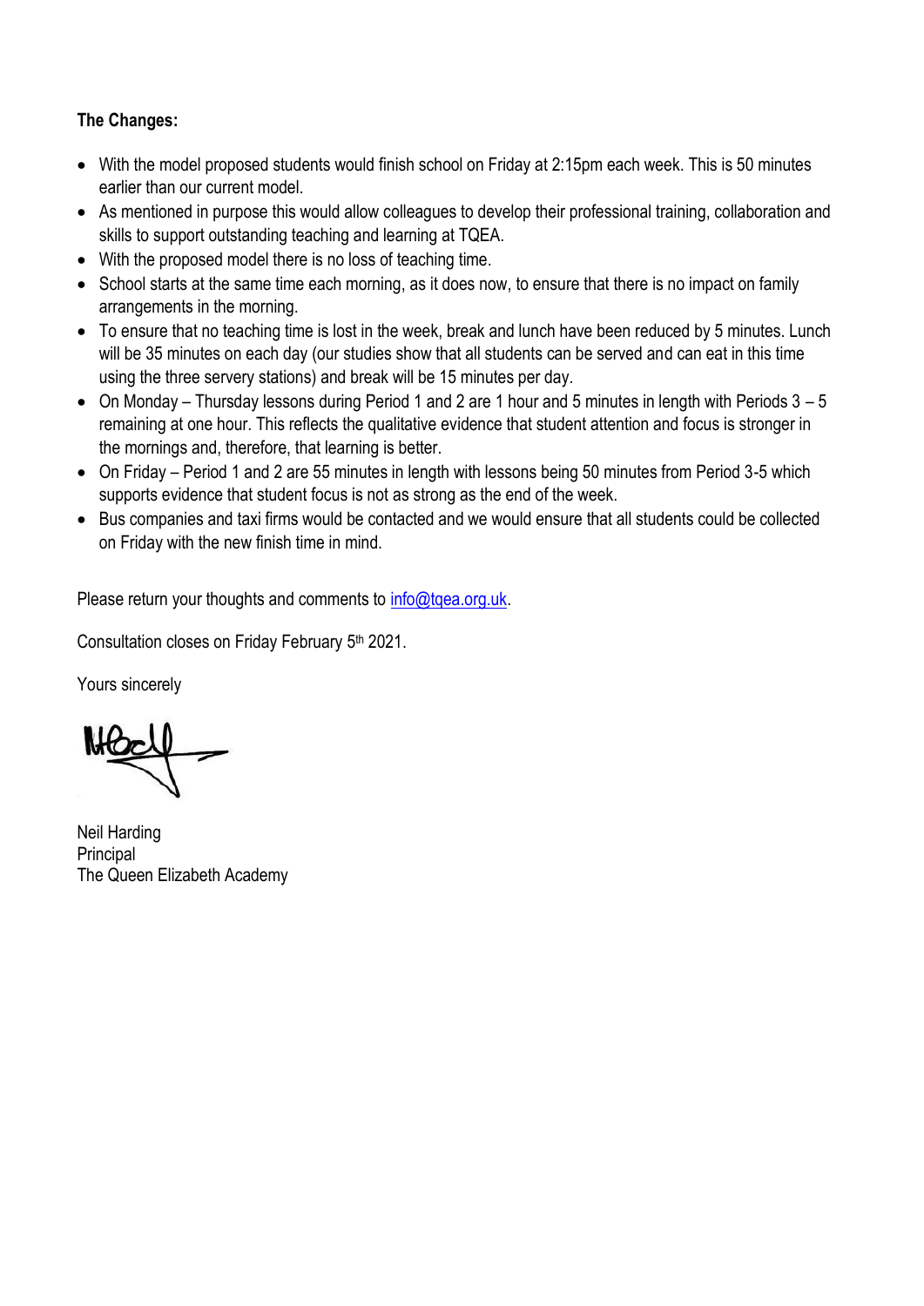**The Changes:**

- With the model proposed students would finish school on Friday at 2:15pm each week. This is 50 minutes earlier than our current model.
- As mentioned in purpose this would allow colleagues to develop their professional training, collaboration and skills to support outstanding teaching and learning at TQEA.
- With the proposed model there is no loss of teaching time.
- School starts at the same time each morning, as it does now, to ensure that there is no impact on family arrangements in the morning.
- To ensure that no teaching time is lost in the week, break and lunch have been reduced by 5 minutes. Lunch will be 35 minutes on each day (our studies show that all students can be served and can eat in this time using the three servery stations) and break will be 15 minutes per day.
- On Monday – Thursday lessons during Period 1 and 2 are 1 hour and 5 minutes in length with Periods 3 – 5 remaining at one hour. This reflects the qualitative evidence that student attention and focus is stronger in the mornings and, therefore, that learning is better.
- On Friday – Period 1 and 2 are 55 minutes in length with lessons being 50 minutes from Period 3-5 which supports evidence that student focus is not as strong as the end of the week.
- Bus companies and taxi firms would be contacted and we would ensure that all students could be collected on Friday with the new finish time in mind.

Please return your thoughts and comments to info@tqea.org.uk.

Consultation closes on Friday February 5th 2021.

Yours sincerely

Neil Harding
Principal
The Queen Elizabeth Academy